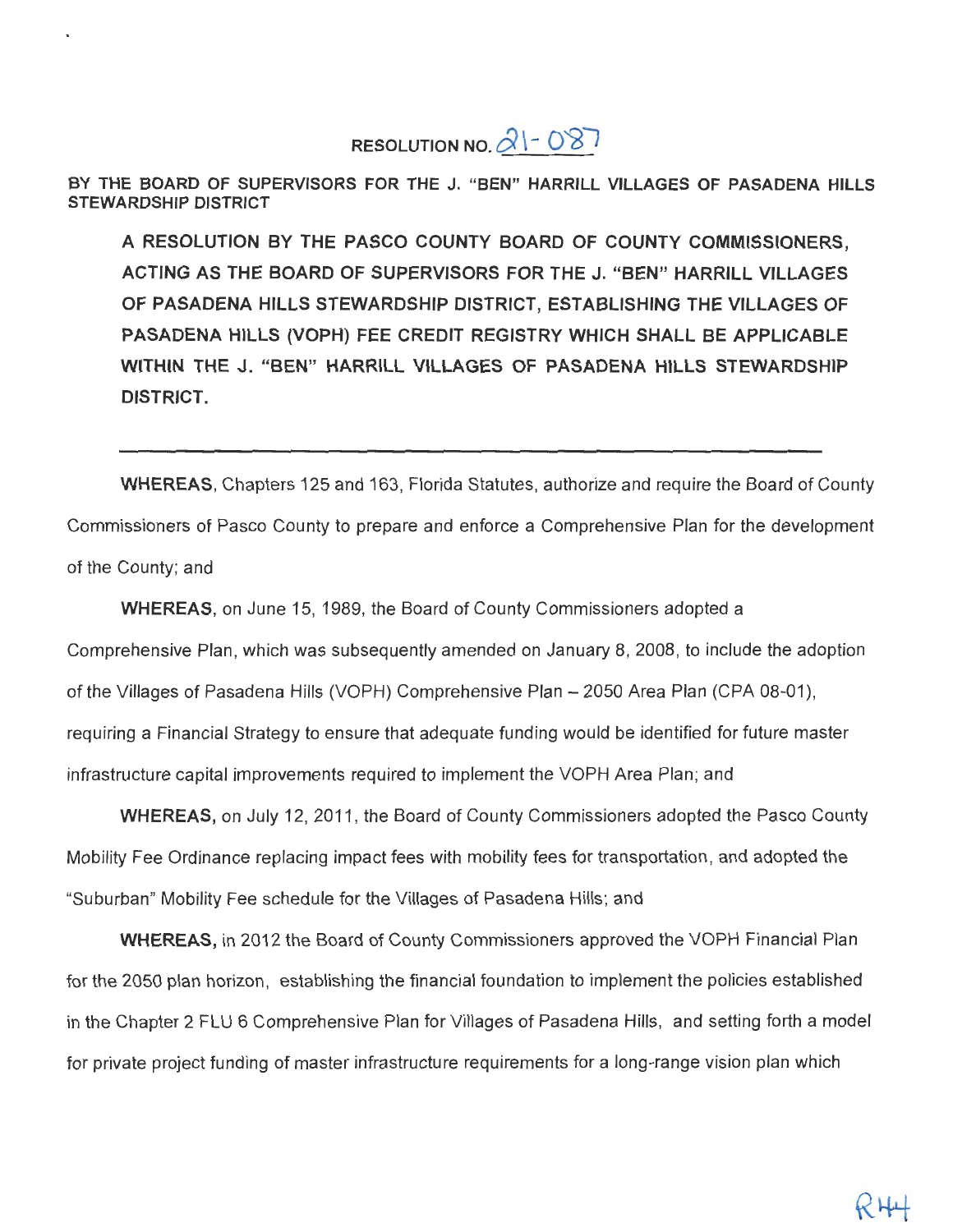# RESOLUTION NO. 21-087

**BY THE BOARD OF SUPERVISORS FOR THE J. "BEN" HARRILL VILLAGES OF PASADENA HILLS STEWARDSHIP DISTRICT**

**A RESOLUTION BY THE PASCO COUNTY BOARD OF COUNTY COMMISSIONERS, ACTING AS THE BOARD OF SUPERVISORS FOR THE J. "BEN" HARRILL VILLAGES OF PASADENA HILLS STEWARDSHIP DISTRICT, ESTABLISHING THE VILLAGES OF PASADENA HILLS (VOPH) FEE CREDIT REGISTRY WHICH SHALL BE APPLICABLE WITHIN THE J. "BEN" HARRILL VILLAGES OF PASADENA HILLS STEWARDSHIP DISTRICT.**

---

**WHEREAS**, Chapters 125 and 163, Florida Statutes, authorize and require the Board of County Commissioners of Pasco County to prepare and enforce a Comprehensive Plan for the development of the County; and

**WHEREAS**, on June 15, 1989, the Board of County Commissioners adopted a Comprehensive Plan, which was subsequently amended on January 8, 2008, to include the adoption of the Villages of Pasadena Hills (VOPH) Comprehensive Plan – 2050 Area Plan (CPA 08-01), requiring a Financial Strategy to ensure that adequate funding would be identified for future master infrastructure capital improvements required to implement the VOPH Area Plan; and

**WHEREAS,** on July 12, 2011, the Board of County Commissioners adopted the Pasco County Mobility Fee Ordinance replacing impact fees with mobility fees for transportation, and adopted the "Suburban" Mobility Fee schedule for the Villages of Pasadena Hills; and

**WHEREAS,** in 2012 the Board of County Commissioners approved the VOPH Financial Plan for the 2050 plan horizon, establishing the financial foundation to implement the policies established in the Chapter 2 FLU 6 Comprehensive Plan for Villages of Pasadena Hills, and setting forth a model for private project funding of master infrastructure requirements for a long-range vision plan which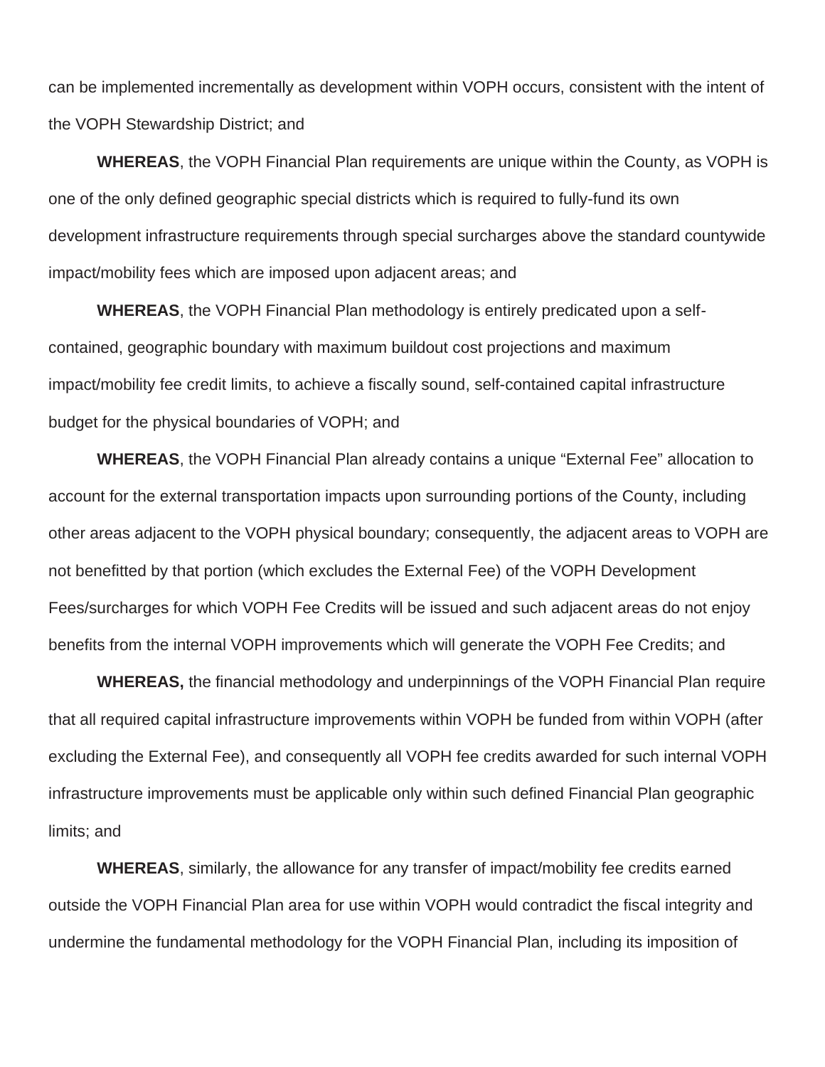can be implemented incrementally as development within VOPH occurs, consistent with the intent of the VOPH Stewardship District; and

**WHEREAS**, the VOPH Financial Plan requirements are unique within the County, as VOPH is one of the only defined geographic special districts which is required to fully-fund its own development infrastructure requirements through special surcharges above the standard countywide impact/mobility fees which are imposed upon adjacent areas; and

**WHEREAS**, the VOPH Financial Plan methodology is entirely predicated upon a self-contained, geographic boundary with maximum buildout cost projections and maximum impact/mobility fee credit limits, to achieve a fiscally sound, self-contained capital infrastructure budget for the physical boundaries of VOPH; and

**WHEREAS**, the VOPH Financial Plan already contains a unique "External Fee" allocation to account for the external transportation impacts upon surrounding portions of the County, including other areas adjacent to the VOPH physical boundary; consequently, the adjacent areas to VOPH are not benefitted by that portion (which excludes the External Fee) of the VOPH Development Fees/surcharges for which VOPH Fee Credits will be issued and such adjacent areas do not enjoy benefits from the internal VOPH improvements which will generate the VOPH Fee Credits; and

**WHEREAS,** the financial methodology and underpinnings of the VOPH Financial Plan require that all required capital infrastructure improvements within VOPH be funded from within VOPH (after excluding the External Fee), and consequently all VOPH fee credits awarded for such internal VOPH infrastructure improvements must be applicable only within such defined Financial Plan geographic limits; and

**WHEREAS**, similarly, the allowance for any transfer of impact/mobility fee credits earned outside the VOPH Financial Plan area for use within VOPH would contradict the fiscal integrity and undermine the fundamental methodology for the VOPH Financial Plan, including its imposition of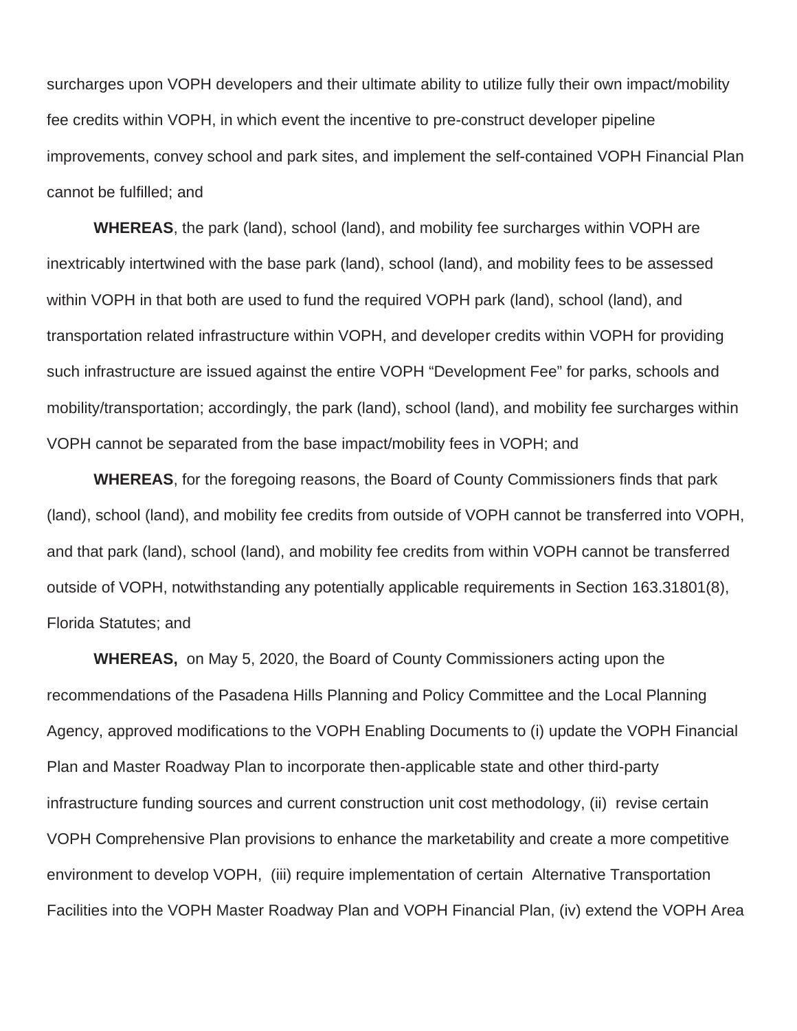surcharges upon VOPH developers and their ultimate ability to utilize fully their own impact/mobility fee credits within VOPH, in which event the incentive to pre-construct developer pipeline improvements, convey school and park sites, and implement the self-contained VOPH Financial Plan cannot be fulfilled; and

**WHEREAS**, the park (land), school (land), and mobility fee surcharges within VOPH are inextricably intertwined with the base park (land), school (land), and mobility fees to be assessed within VOPH in that both are used to fund the required VOPH park (land), school (land), and transportation related infrastructure within VOPH, and developer credits within VOPH for providing such infrastructure are issued against the entire VOPH "Development Fee" for parks, schools and mobility/transportation; accordingly, the park (land), school (land), and mobility fee surcharges within VOPH cannot be separated from the base impact/mobility fees in VOPH; and

**WHEREAS**, for the foregoing reasons, the Board of County Commissioners finds that park (land), school (land), and mobility fee credits from outside of VOPH cannot be transferred into VOPH, and that park (land), school (land), and mobility fee credits from within VOPH cannot be transferred outside of VOPH, notwithstanding any potentially applicable requirements in Section 163.31801(8), Florida Statutes; and

**WHEREAS,** on May 5, 2020, the Board of County Commissioners acting upon the recommendations of the Pasadena Hills Planning and Policy Committee and the Local Planning Agency, approved modifications to the VOPH Enabling Documents to (i) update the VOPH Financial Plan and Master Roadway Plan to incorporate then-applicable state and other third-party infrastructure funding sources and current construction unit cost methodology, (ii) revise certain VOPH Comprehensive Plan provisions to enhance the marketability and create a more competitive environment to develop VOPH, (iii) require implementation of certain Alternative Transportation Facilities into the VOPH Master Roadway Plan and VOPH Financial Plan, (iv) extend the VOPH Area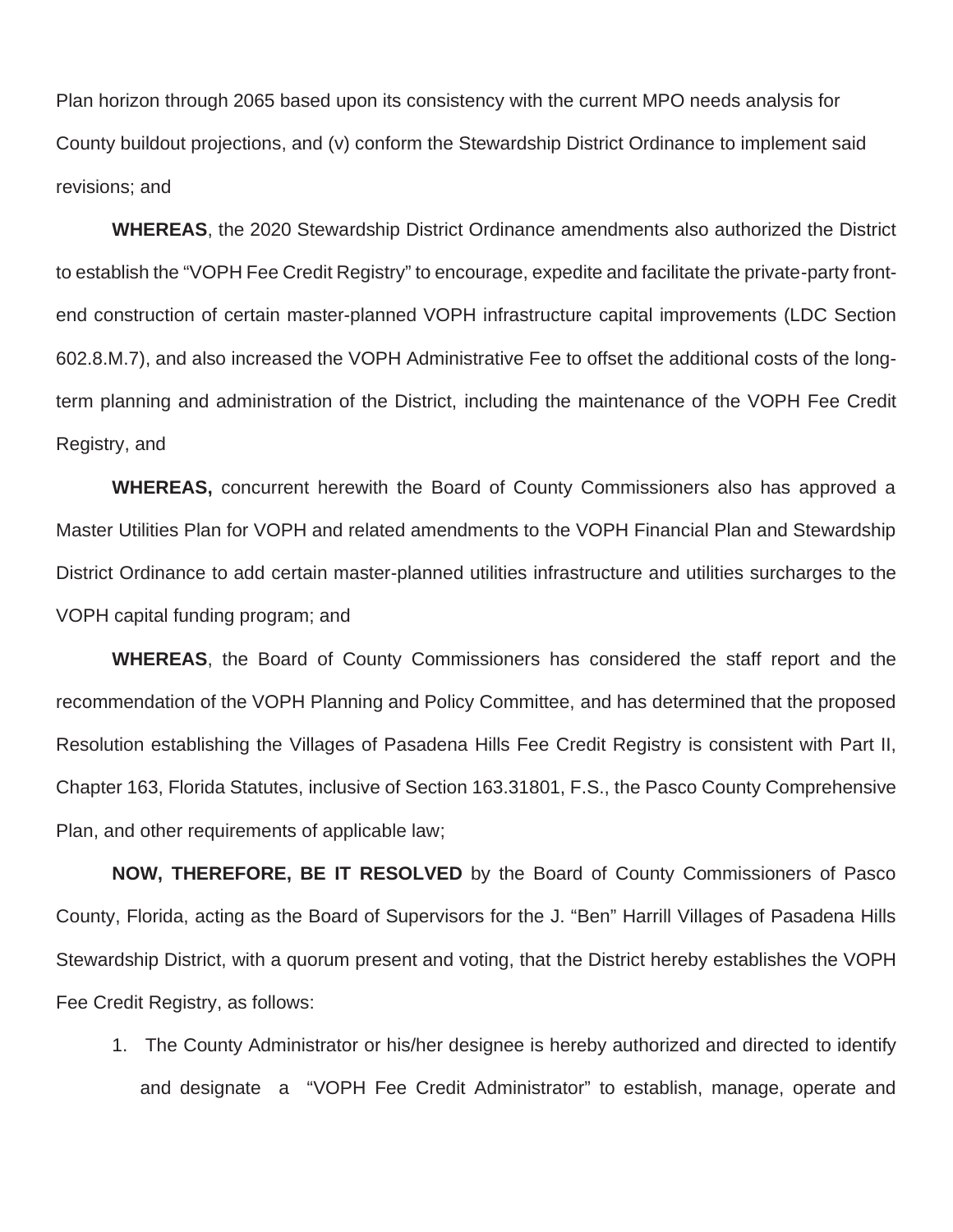Plan horizon through 2065 based upon its consistency with the current MPO needs analysis for County buildout projections, and (v) conform the Stewardship District Ordinance to implement said revisions; and

**WHEREAS**, the 2020 Stewardship District Ordinance amendments also authorized the District to establish the "VOPH Fee Credit Registry" to encourage, expedite and facilitate the private-party front-end construction of certain master-planned VOPH infrastructure capital improvements (LDC Section 602.8.M.7), and also increased the VOPH Administrative Fee to offset the additional costs of the long-term planning and administration of the District, including the maintenance of the VOPH Fee Credit Registry, and

**WHEREAS,** concurrent herewith the Board of County Commissioners also has approved a Master Utilities Plan for VOPH and related amendments to the VOPH Financial Plan and Stewardship District Ordinance to add certain master-planned utilities infrastructure and utilities surcharges to the VOPH capital funding program; and

**WHEREAS**, the Board of County Commissioners has considered the staff report and the recommendation of the VOPH Planning and Policy Committee, and has determined that the proposed Resolution establishing the Villages of Pasadena Hills Fee Credit Registry is consistent with Part II, Chapter 163, Florida Statutes, inclusive of Section 163.31801, F.S., the Pasco County Comprehensive Plan, and other requirements of applicable law;

**NOW, THEREFORE, BE IT RESOLVED** by the Board of County Commissioners of Pasco County, Florida, acting as the Board of Supervisors for the J. "Ben" Harrill Villages of Pasadena Hills Stewardship District, with a quorum present and voting, that the District hereby establishes the VOPH Fee Credit Registry, as follows:

1. The County Administrator or his/her designee is hereby authorized and directed to identify and designate a "VOPH Fee Credit Administrator" to establish, manage, operate and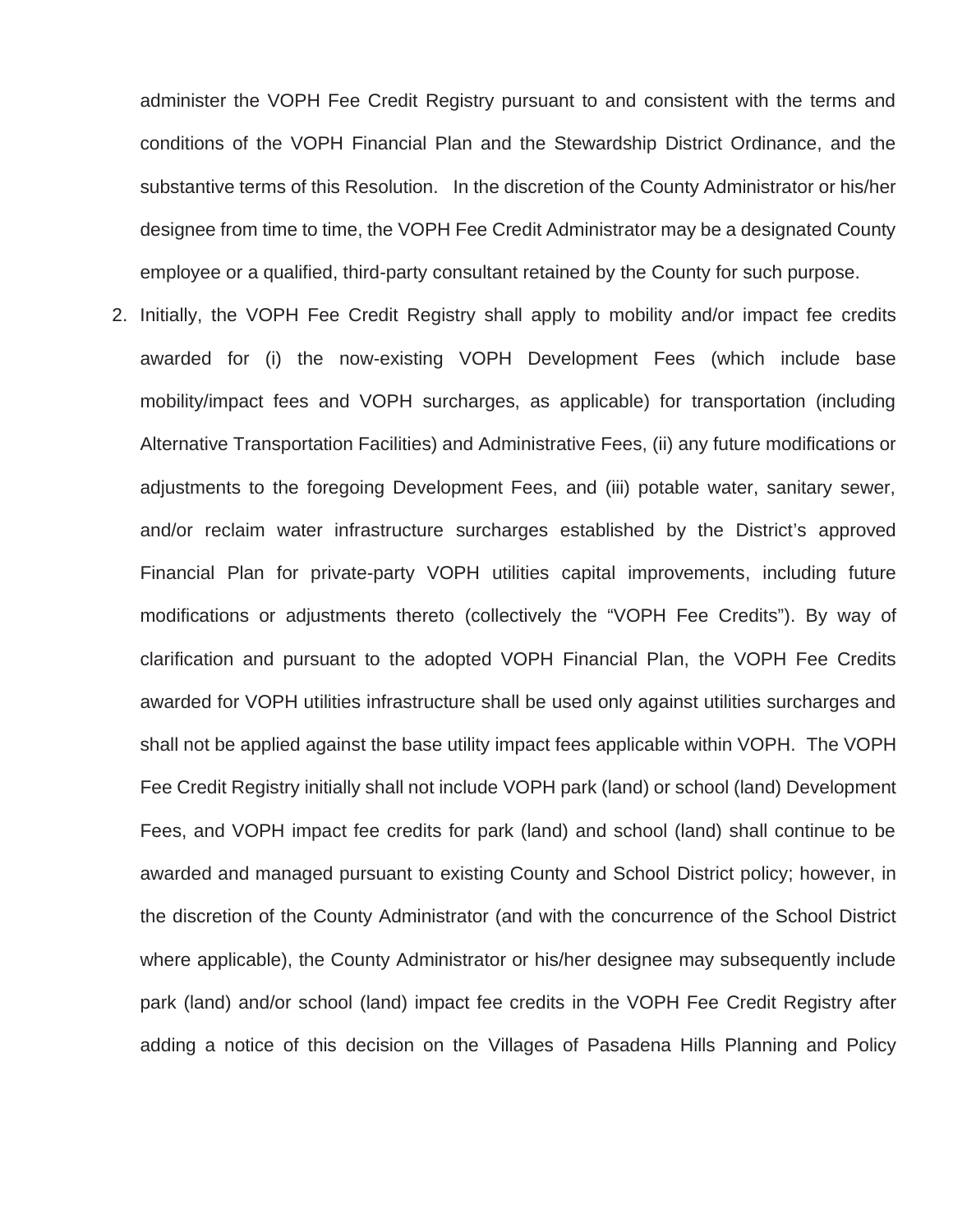administer the VOPH Fee Credit Registry pursuant to and consistent with the terms and conditions of the VOPH Financial Plan and the Stewardship District Ordinance, and the substantive terms of this Resolution. In the discretion of the County Administrator or his/her designee from time to time, the VOPH Fee Credit Administrator may be a designated County employee or a qualified, third-party consultant retained by the County for such purpose.

2. Initially, the VOPH Fee Credit Registry shall apply to mobility and/or impact fee credits awarded for (i) the now-existing VOPH Development Fees (which include base mobility/impact fees and VOPH surcharges, as applicable) for transportation (including Alternative Transportation Facilities) and Administrative Fees, (ii) any future modifications or adjustments to the foregoing Development Fees, and (iii) potable water, sanitary sewer, and/or reclaim water infrastructure surcharges established by the District's approved Financial Plan for private-party VOPH utilities capital improvements, including future modifications or adjustments thereto (collectively the "VOPH Fee Credits"). By way of clarification and pursuant to the adopted VOPH Financial Plan, the VOPH Fee Credits awarded for VOPH utilities infrastructure shall be used only against utilities surcharges and shall not be applied against the base utility impact fees applicable within VOPH. The VOPH Fee Credit Registry initially shall not include VOPH park (land) or school (land) Development Fees, and VOPH impact fee credits for park (land) and school (land) shall continue to be awarded and managed pursuant to existing County and School District policy; however, in the discretion of the County Administrator (and with the concurrence of the School District where applicable), the County Administrator or his/her designee may subsequently include park (land) and/or school (land) impact fee credits in the VOPH Fee Credit Registry after adding a notice of this decision on the Villages of Pasadena Hills Planning and Policy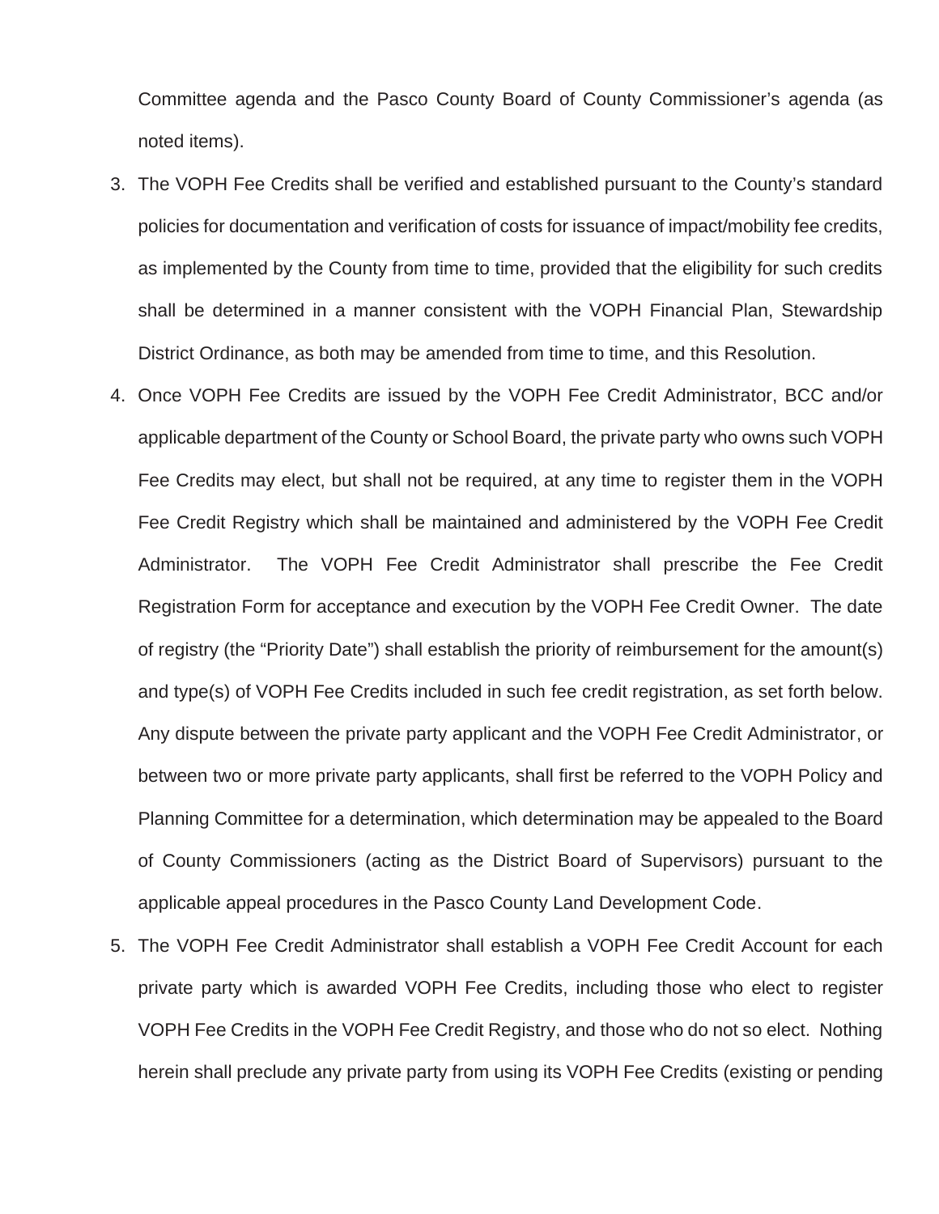Committee agenda and the Pasco County Board of County Commissioner's agenda (as noted items).

3. The VOPH Fee Credits shall be verified and established pursuant to the County's standard policies for documentation and verification of costs for issuance of impact/mobility fee credits, as implemented by the County from time to time, provided that the eligibility for such credits shall be determined in a manner consistent with the VOPH Financial Plan, Stewardship District Ordinance, as both may be amended from time to time, and this Resolution.

4. Once VOPH Fee Credits are issued by the VOPH Fee Credit Administrator, BCC and/or applicable department of the County or School Board, the private party who owns such VOPH Fee Credits may elect, but shall not be required, at any time to register them in the VOPH Fee Credit Registry which shall be maintained and administered by the VOPH Fee Credit Administrator. The VOPH Fee Credit Administrator shall prescribe the Fee Credit Registration Form for acceptance and execution by the VOPH Fee Credit Owner. The date of registry (the "Priority Date") shall establish the priority of reimbursement for the amount(s) and type(s) of VOPH Fee Credits included in such fee credit registration, as set forth below. Any dispute between the private party applicant and the VOPH Fee Credit Administrator, or between two or more private party applicants, shall first be referred to the VOPH Policy and Planning Committee for a determination, which determination may be appealed to the Board of County Commissioners (acting as the District Board of Supervisors) pursuant to the applicable appeal procedures in the Pasco County Land Development Code.

5. The VOPH Fee Credit Administrator shall establish a VOPH Fee Credit Account for each private party which is awarded VOPH Fee Credits, including those who elect to register VOPH Fee Credits in the VOPH Fee Credit Registry, and those who do not so elect. Nothing herein shall preclude any private party from using its VOPH Fee Credits (existing or pending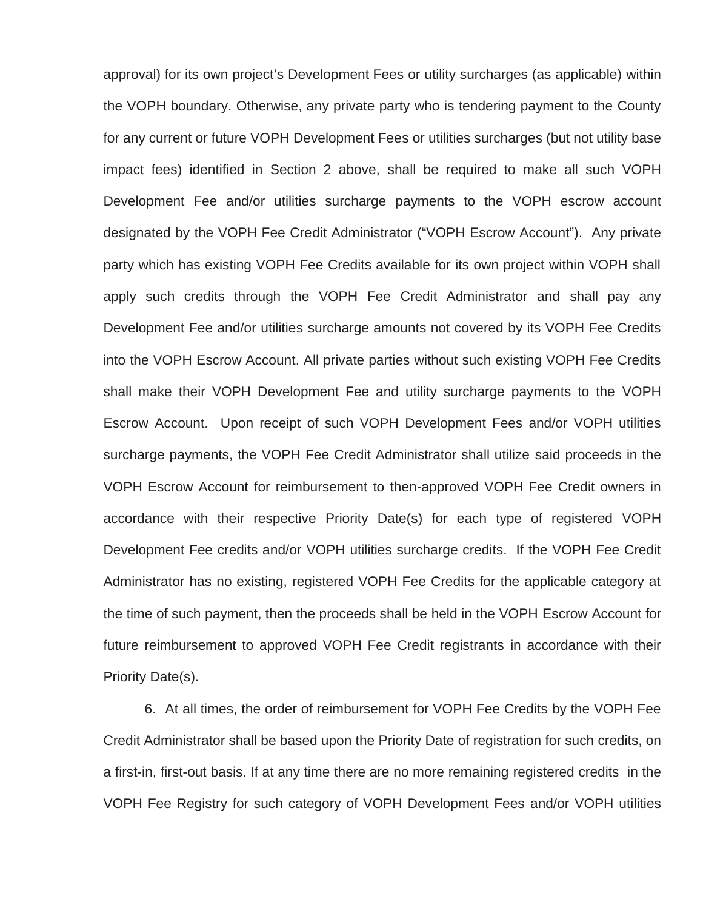approval) for its own project's Development Fees or utility surcharges (as applicable) within the VOPH boundary. Otherwise, any private party who is tendering payment to the County for any current or future VOPH Development Fees or utilities surcharges (but not utility base impact fees) identified in Section 2 above, shall be required to make all such VOPH Development Fee and/or utilities surcharge payments to the VOPH escrow account designated by the VOPH Fee Credit Administrator ("VOPH Escrow Account"). Any private party which has existing VOPH Fee Credits available for its own project within VOPH shall apply such credits through the VOPH Fee Credit Administrator and shall pay any Development Fee and/or utilities surcharge amounts not covered by its VOPH Fee Credits into the VOPH Escrow Account. All private parties without such existing VOPH Fee Credits shall make their VOPH Development Fee and utility surcharge payments to the VOPH Escrow Account. Upon receipt of such VOPH Development Fees and/or VOPH utilities surcharge payments, the VOPH Fee Credit Administrator shall utilize said proceeds in the VOPH Escrow Account for reimbursement to then-approved VOPH Fee Credit owners in accordance with their respective Priority Date(s) for each type of registered VOPH Development Fee credits and/or VOPH utilities surcharge credits. If the VOPH Fee Credit Administrator has no existing, registered VOPH Fee Credits for the applicable category at the time of such payment, then the proceeds shall be held in the VOPH Escrow Account for future reimbursement to approved VOPH Fee Credit registrants in accordance with their Priority Date(s).

6. At all times, the order of reimbursement for VOPH Fee Credits by the VOPH Fee Credit Administrator shall be based upon the Priority Date of registration for such credits, on a first-in, first-out basis. If at any time there are no more remaining registered credits in the VOPH Fee Registry for such category of VOPH Development Fees and/or VOPH utilities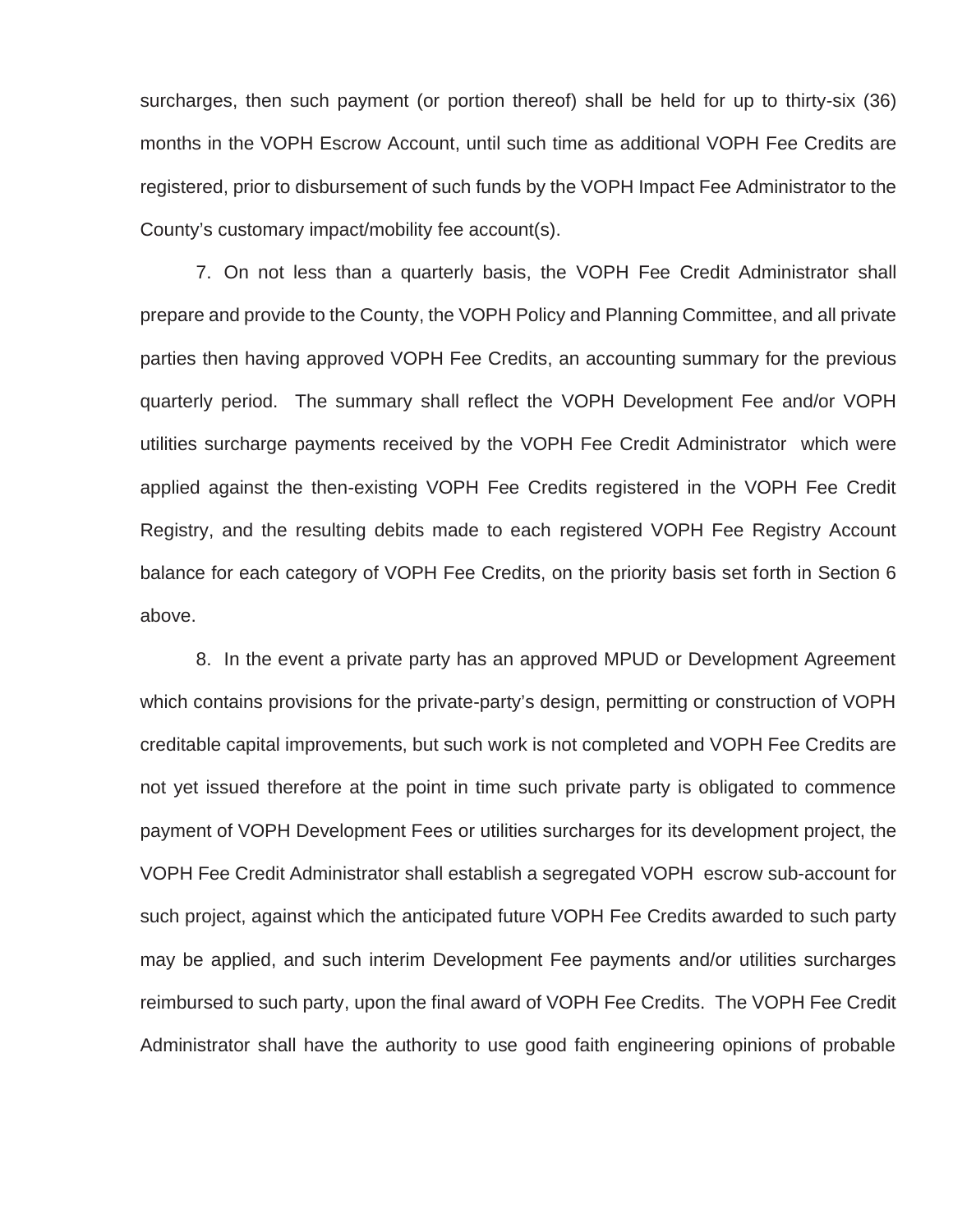surcharges, then such payment (or portion thereof) shall be held for up to thirty-six (36) months in the VOPH Escrow Account, until such time as additional VOPH Fee Credits are registered, prior to disbursement of such funds by the VOPH Impact Fee Administrator to the County's customary impact/mobility fee account(s).

7. On not less than a quarterly basis, the VOPH Fee Credit Administrator shall prepare and provide to the County, the VOPH Policy and Planning Committee, and all private parties then having approved VOPH Fee Credits, an accounting summary for the previous quarterly period. The summary shall reflect the VOPH Development Fee and/or VOPH utilities surcharge payments received by the VOPH Fee Credit Administrator which were applied against the then-existing VOPH Fee Credits registered in the VOPH Fee Credit Registry, and the resulting debits made to each registered VOPH Fee Registry Account balance for each category of VOPH Fee Credits, on the priority basis set forth in Section 6 above.

8. In the event a private party has an approved MPUD or Development Agreement which contains provisions for the private-party's design, permitting or construction of VOPH creditable capital improvements, but such work is not completed and VOPH Fee Credits are not yet issued therefore at the point in time such private party is obligated to commence payment of VOPH Development Fees or utilities surcharges for its development project, the VOPH Fee Credit Administrator shall establish a segregated VOPH escrow sub-account for such project, against which the anticipated future VOPH Fee Credits awarded to such party may be applied, and such interim Development Fee payments and/or utilities surcharges reimbursed to such party, upon the final award of VOPH Fee Credits. The VOPH Fee Credit Administrator shall have the authority to use good faith engineering opinions of probable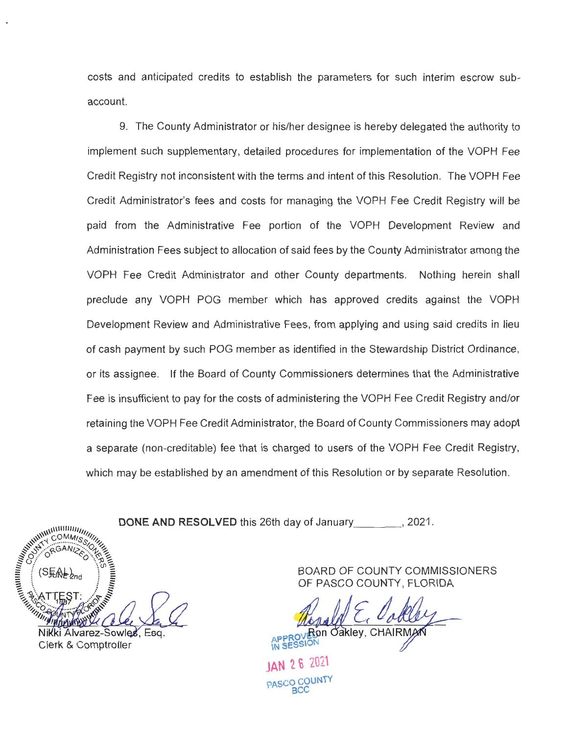costs and anticipated credits to establish the parameters for such interim escrow sub-account.

9. The County Administrator or his/her designee is hereby delegated the authority to implement such supplementary, detailed procedures for implementation of the VOPH Fee Credit Registry not inconsistent with the terms and intent of this Resolution. The VOPH Fee Credit Administrator's fees and costs for managing the VOPH Fee Credit Registry will be paid from the Administrative Fee portion of the VOPH Development Review and Administration Fees subject to allocation of said fees by the County Administrator among the VOPH Fee Credit Administrator and other County departments. Nothing herein shall preclude any VOPH POG member which has approved credits against the VOPH Development Review and Administrative Fees, from applying and using said credits in lieu of cash payment by such POG member as identified in the Stewardship District Ordinance, or its assignee. If the Board of County Commissioners determines that the Administrative Fee is insufficient to pay for the costs of administering the VOPH Fee Credit Registry and/or retaining the VOPH Fee Credit Administrator, the Board of County Commissioners may adopt a separate (non-creditable) fee that is charged to users of the VOPH Fee Credit Registry, which may be established by an amendment of this Resolution or by separate Resolution.

**DONE AND RESOLVED** this 26th day of January________, 2021.

(SEAL)

ATTEST:

Nikki Alvarez-Sowles, Esq.
Clerk & Comptroller

BOARD OF COUNTY COMMISSIONERS
OF PASCO COUNTY, FLORIDA

Ron Oakley, CHAIRMAN

APPROVED IN SESSION
JAN 26 2021
PASCO COUNTY BCC